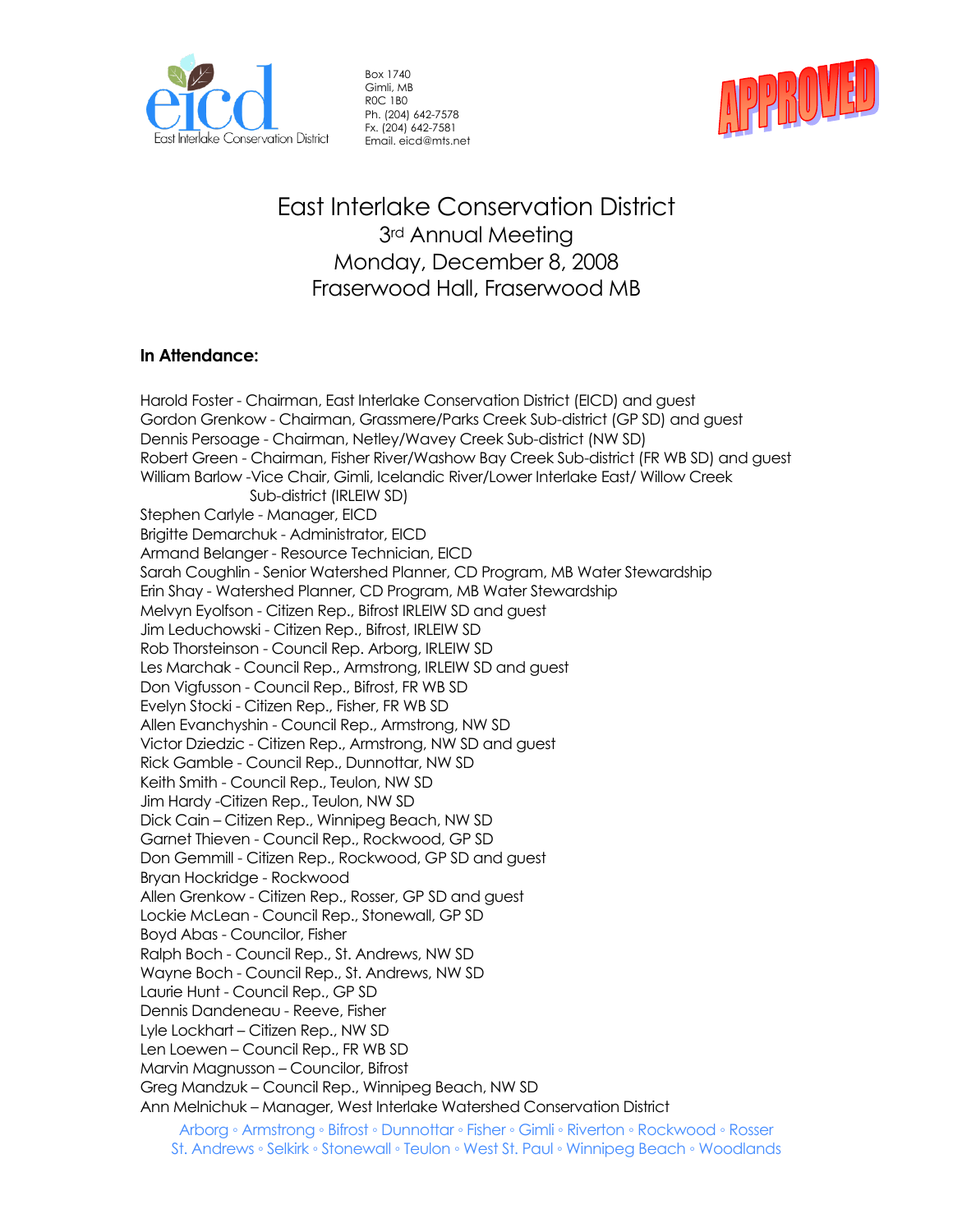Box 1740
Gimli, MB
R0C 1B0
Ph. (204) 642-7578
Fx. (204) 642-7581
Email. eicd@mts.net

APPROVED

# East Interlake Conservation District

## 3rd Annual Meeting
## Monday, December 8, 2008
## Fraserwood Hall, Fraserwood MB

**In Attendance:**

Harold Foster - Chairman, East Interlake Conservation District (EICD) and guest
Gordon Grenkow - Chairman, Grassmere/Parks Creek Sub-district (GP SD) and guest
Dennis Persoage - Chairman, Netley/Wavey Creek Sub-district (NW SD)
Robert Green - Chairman, Fisher River/Washow Bay Creek Sub-district (FR WB SD) and guest
William Barlow -Vice Chair, Gimli, Icelandic River/Lower Interlake East/ Willow Creek Sub-district (IRLEIW SD)
Stephen Carlyle - Manager, EICD
Brigitte Demarchuk - Administrator, EICD
Armand Belanger - Resource Technician, EICD
Sarah Coughlin - Senior Watershed Planner, CD Program, MB Water Stewardship
Erin Shay - Watershed Planner, CD Program, MB Water Stewardship
Melvyn Eyolfson - Citizen Rep., Bifrost IRLEIW SD and guest
Jim Leduchowski - Citizen Rep., Bifrost, IRLEIW SD
Rob Thorsteinson - Council Rep. Arborg, IRLEIW SD
Les Marchak - Council Rep., Armstrong, IRLEIW SD and guest
Don Vigfusson - Council Rep., Bifrost, FR WB SD
Evelyn Stocki - Citizen Rep., Fisher, FR WB SD
Allen Evanchyshin - Council Rep., Armstrong, NW SD
Victor Dziedzic - Citizen Rep., Armstrong, NW SD and guest
Rick Gamble - Council Rep., Dunnottar, NW SD
Keith Smith - Council Rep., Teulon, NW SD
Jim Hardy -Citizen Rep., Teulon, NW SD
Dick Cain – Citizen Rep., Winnipeg Beach, NW SD
Garnet Thieven - Council Rep., Rockwood, GP SD
Don Gemmill - Citizen Rep., Rockwood, GP SD and guest
Bryan Hockridge - Rockwood
Allen Grenkow - Citizen Rep., Rosser, GP SD and guest
Lockie McLean - Council Rep., Stonewall, GP SD
Boyd Abas - Councilor, Fisher
Ralph Boch - Council Rep., St. Andrews, NW SD
Wayne Boch - Council Rep., St. Andrews, NW SD
Laurie Hunt - Council Rep., GP SD
Dennis Dandeneau - Reeve, Fisher
Lyle Lockhart – Citizen Rep., NW SD
Len Loewen – Council Rep., FR WB SD
Marvin Magnusson – Councilor, Bifrost
Greg Mandzuk – Council Rep., Winnipeg Beach, NW SD
Ann Melnichuk – Manager, West Interlake Watershed Conservation District

Arborg ◦ Armstrong ◦ Bifrost ◦ Dunnottar ◦ Fisher ◦ Gimli ◦ Riverton ◦ Rockwood ◦ Rosser
St. Andrews ◦ Selkirk ◦ Stonewall ◦ Teulon ◦ West St. Paul ◦ Winnipeg Beach ◦ Woodlands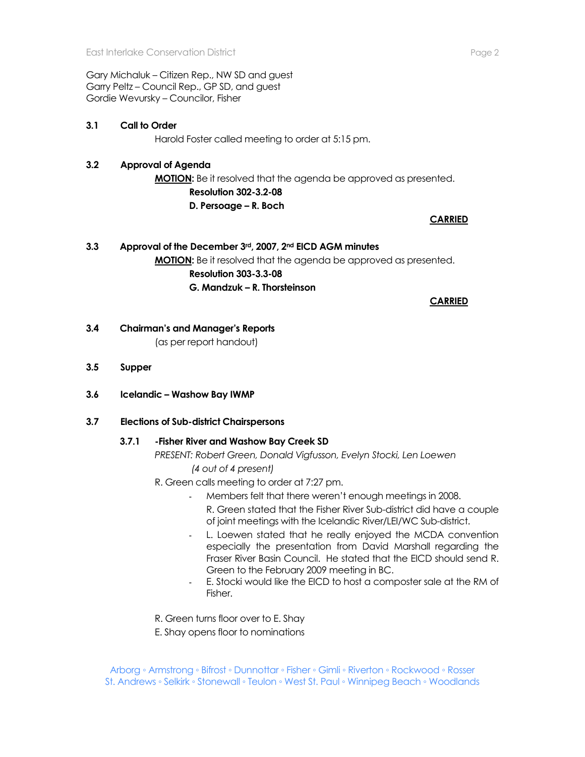Gary Michaluk – Citizen Rep., NW SD and guest
Garry Peltz – Council Rep., GP SD, and guest
Gordie Wevursky – Councilor, Fisher

**3.1 Call to Order**

Harold Foster called meeting to order at 5:15 pm.

**3.2 Approval of Agenda**

**MOTION:** Be it resolved that the agenda be approved as presented.

**Resolution 302-3.2-08**
**D. Persoage – R. Boch**

**CARRIED**

**3.3 Approval of the December 3rd, 2007, 2nd EICD AGM minutes**

**MOTION:** Be it resolved that the agenda be approved as presented.

**Resolution 303-3.3-08**
**G. Mandzuk – R. Thorsteinson**

**CARRIED**

**3.4 Chairman's and Manager's Reports**

(as per report handout)

**3.5 Supper**

**3.6 Icelandic – Washow Bay IWMP**

**3.7 Elections of Sub-district Chairspersons**

**3.7.1 -Fisher River and Washow Bay Creek SD**

*PRESENT: Robert Green, Donald Vigfusson, Evelyn Stocki, Len Loewen*
*(4 out of 4 present)*

R. Green calls meeting to order at 7:27 pm.

- Members felt that there weren't enough meetings in 2008.
  R. Green stated that the Fisher River Sub-district did have a couple of joint meetings with the Icelandic River/LEI/WC Sub-district.
- L. Loewen stated that he really enjoyed the MCDA convention especially the presentation from David Marshall regarding the Fraser River Basin Council. He stated that the EICD should send R. Green to the February 2009 meeting in BC.
- E. Stocki would like the EICD to host a composter sale at the RM of Fisher.

R. Green turns floor over to E. Shay
E. Shay opens floor to nominations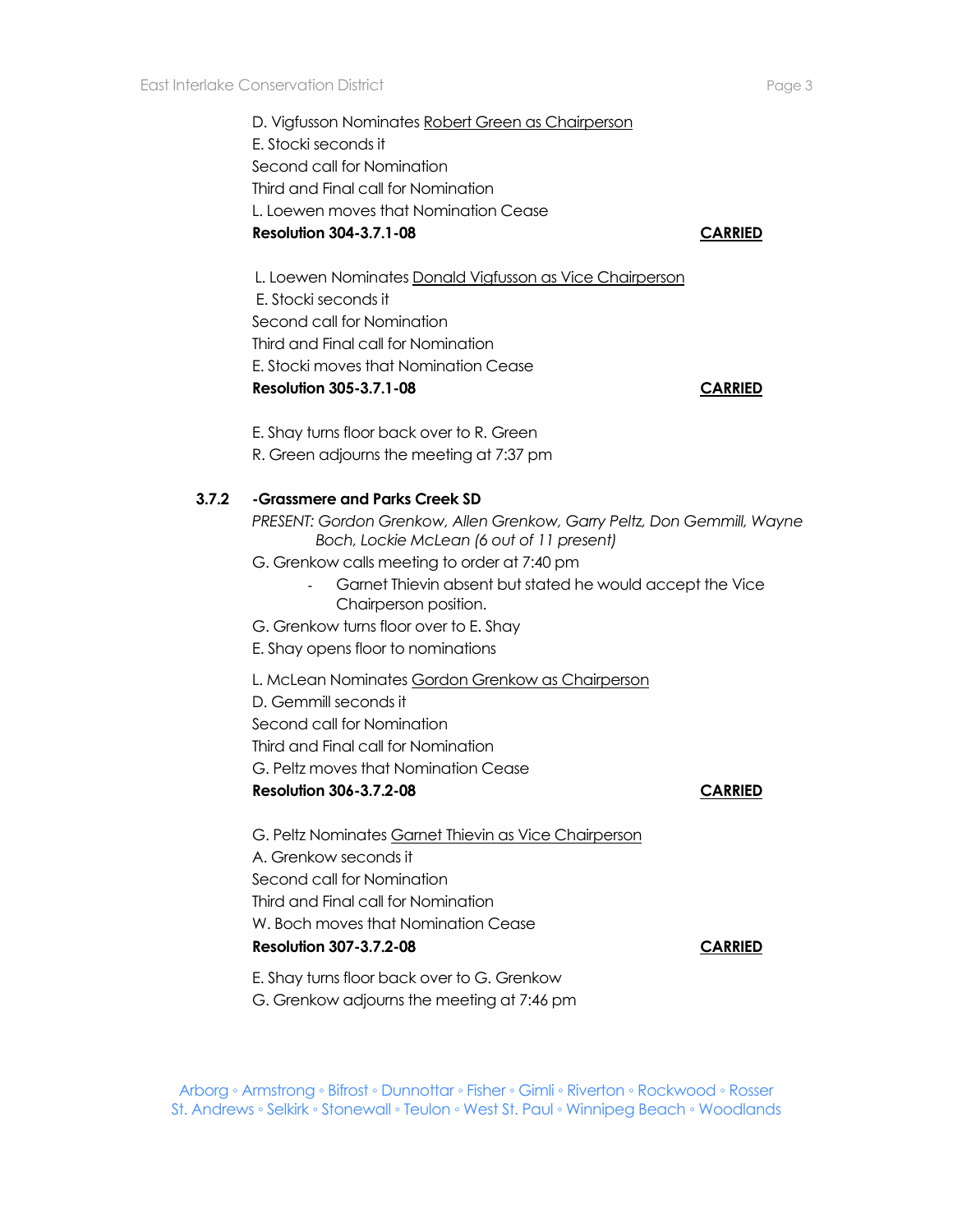D. Vigfusson Nominates Robert Green as Chairperson
E. Stocki seconds it
Second call for Nomination
Third and Final call for Nomination
L. Loewen moves that Nomination Cease
**Resolution 304-3.7.1-08** **CARRIED**

L. Loewen Nominates Donald Vigfusson as Vice Chairperson
E. Stocki seconds it
Second call for Nomination
Third and Final call for Nomination
E. Stocki moves that Nomination Cease
**Resolution 305-3.7.1-08** **CARRIED**

E. Shay turns floor back over to R. Green
R. Green adjourns the meeting at 7:37 pm

**3.7.2 -Grassmere and Parks Creek SD**

*PRESENT: Gordon Grenkow, Allen Grenkow, Garry Peltz, Don Gemmill, Wayne Boch, Lockie McLean (6 out of 11 present)*

G. Grenkow calls meeting to order at 7:40 pm

- Garnet Thievin absent but stated he would accept the Vice Chairperson position.

G. Grenkow turns floor over to E. Shay
E. Shay opens floor to nominations

L. McLean Nominates Gordon Grenkow as Chairperson
D. Gemmill seconds it
Second call for Nomination
Third and Final call for Nomination
G. Peltz moves that Nomination Cease
**Resolution 306-3.7.2-08** **CARRIED**

G. Peltz Nominates Garnet Thievin as Vice Chairperson
A. Grenkow seconds it
Second call for Nomination
Third and Final call for Nomination
W. Boch moves that Nomination Cease
**Resolution 307-3.7.2-08** **CARRIED**

E. Shay turns floor back over to G. Grenkow
G. Grenkow adjourns the meeting at 7:46 pm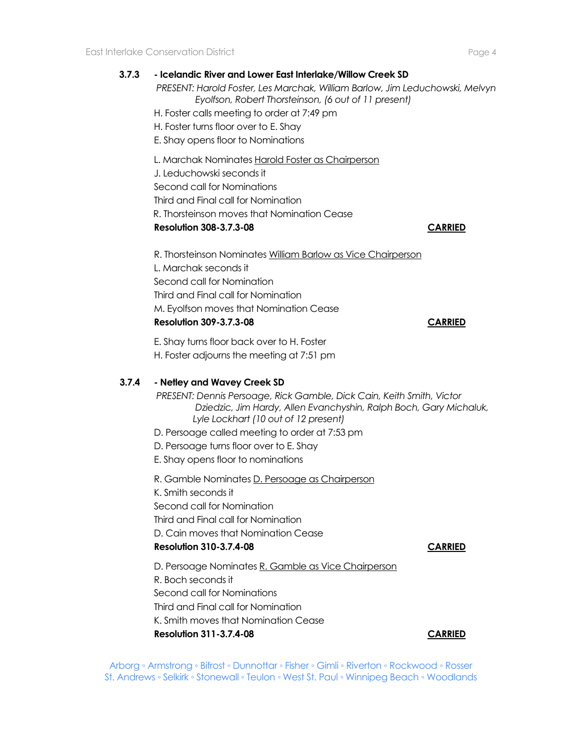### 3.7.3 - Icelandic River and Lower East Interlake/Willow Creek SD

*PRESENT: Harold Foster, Les Marchak, William Barlow, Jim Leduchowski, Melvyn Eyolfson, Robert Thorsteinson, (6 out of 11 present)*

H. Foster calls meeting to order at 7:49 pm
H. Foster turns floor over to E. Shay
E. Shay opens floor to Nominations

L. Marchak Nominates <u>Harold Foster as Chairperson</u>
J. Leduchowski seconds it
Second call for Nominations
Third and Final call for Nomination
R. Thorsteinson moves that Nomination Cease
**Resolution 308-3.7.3-08** **<u>CARRIED</u>**

R. Thorsteinson Nominates <u>William Barlow as Vice Chairperson</u>
L. Marchak seconds it
Second call for Nomination
Third and Final call for Nomination
M. Eyolfson moves that Nomination Cease
**Resolution 309-3.7.3-08** **<u>CARRIED</u>**

E. Shay turns floor back over to H. Foster
H. Foster adjourns the meeting at 7:51 pm

### 3.7.4 - Netley and Wavey Creek SD

*PRESENT: Dennis Persoage, Rick Gamble, Dick Cain, Keith Smith, Victor Dziedzic, Jim Hardy, Allen Evanchyshin, Ralph Boch, Gary Michaluk, Lyle Lockhart (10 out of 12 present)*

D. Persoage called meeting to order at 7:53 pm
D. Persoage turns floor over to E. Shay
E. Shay opens floor to nominations

R. Gamble Nominates <u>D. Persoage as Chairperson</u>
K. Smith seconds it
Second call for Nomination
Third and Final call for Nomination
D. Cain moves that Nomination Cease
**Resolution 310-3.7.4-08** **<u>CARRIED</u>**

D. Persoage Nominates <u>R. Gamble as Vice Chairperson</u>
R. Boch seconds it
Second call for Nominations
Third and Final call for Nomination
K. Smith moves that Nomination Cease
**Resolution 311-3.7.4-08** **<u>CARRIED</u>**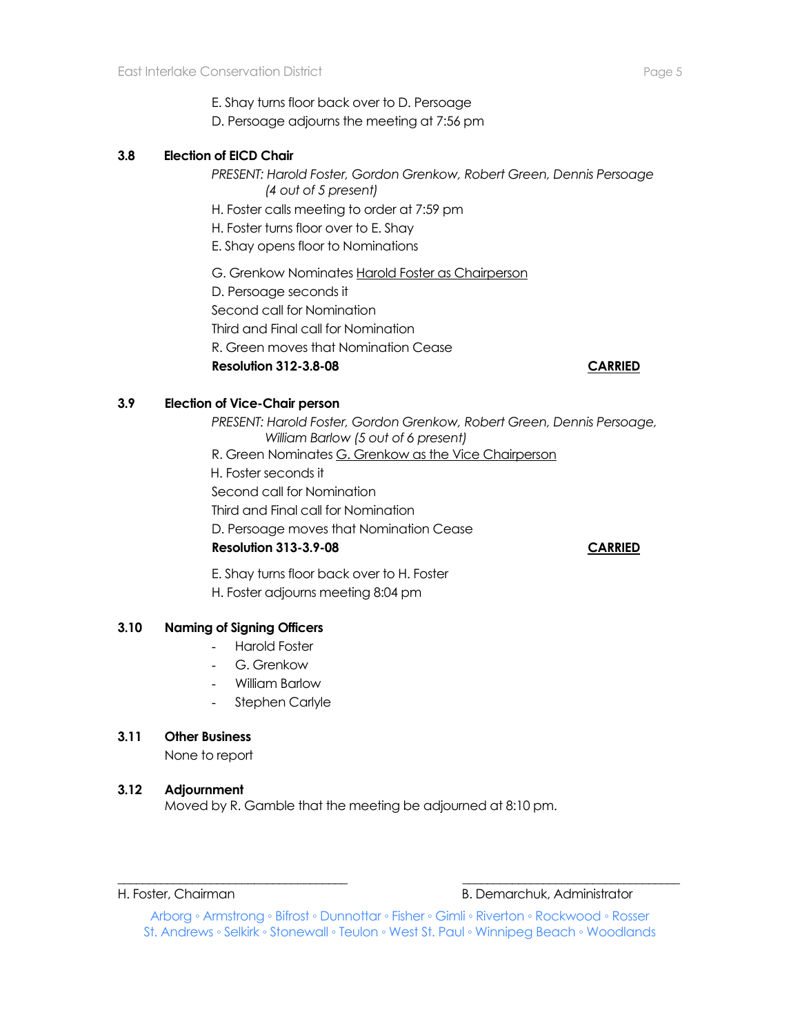E. Shay turns floor back over to D. Persoage

D. Persoage adjourns the meeting at 7:56 pm

### 3.8 Election of EICD Chair

*PRESENT: Harold Foster, Gordon Grenkow, Robert Green, Dennis Persoage (4 out of 5 present)*

H. Foster calls meeting to order at 7:59 pm

H. Foster turns floor over to E. Shay

E. Shay opens floor to Nominations

G. Grenkow Nominates <u>Harold Foster as Chairperson</u>

D. Persoage seconds it

Second call for Nomination

Third and Final call for Nomination

R. Green moves that Nomination Cease

**Resolution 312-3.8-08** **<u>CARRIED</u>**

### 3.9 Election of Vice-Chair person

*PRESENT: Harold Foster, Gordon Grenkow, Robert Green, Dennis Persoage, William Barlow (5 out of 6 present)*

R. Green Nominates <u>G. Grenkow as the Vice Chairperson</u>

H. Foster seconds it

Second call for Nomination

Third and Final call for Nomination

D. Persoage moves that Nomination Cease

**Resolution 313-3.9-08** **<u>CARRIED</u>**

E. Shay turns floor back over to H. Foster

H. Foster adjourns meeting 8:04 pm

### 3.10 Naming of Signing Officers

- Harold Foster
- G. Grenkow
- William Barlow
- Stephen Carlyle

### 3.11 Other Business

None to report

### 3.12 Adjournment

Moved by R. Gamble that the meeting be adjourned at 8:10 pm.

\_\_\_\_\_\_\_\_\_\_\_\_\_\_\_\_\_\_\_\_\_\_\_\_\_\_\_\_\_\_\_\_ 
H. Foster, Chairman

\_\_\_\_\_\_\_\_\_\_\_\_\_\_\_\_\_\_\_\_\_\_\_\_\_\_\_\_\_\_\_\_ 
B. Demarchuk, Administrator

Arborg ◦ Armstrong ◦ Bifrost ◦ Dunnottar ◦ Fisher ◦ Gimli ◦ Riverton ◦ Rockwood ◦ Rosser
St. Andrews ◦ Selkirk ◦ Stonewall ◦ Teulon ◦ West St. Paul ◦ Winnipeg Beach ◦ Woodlands